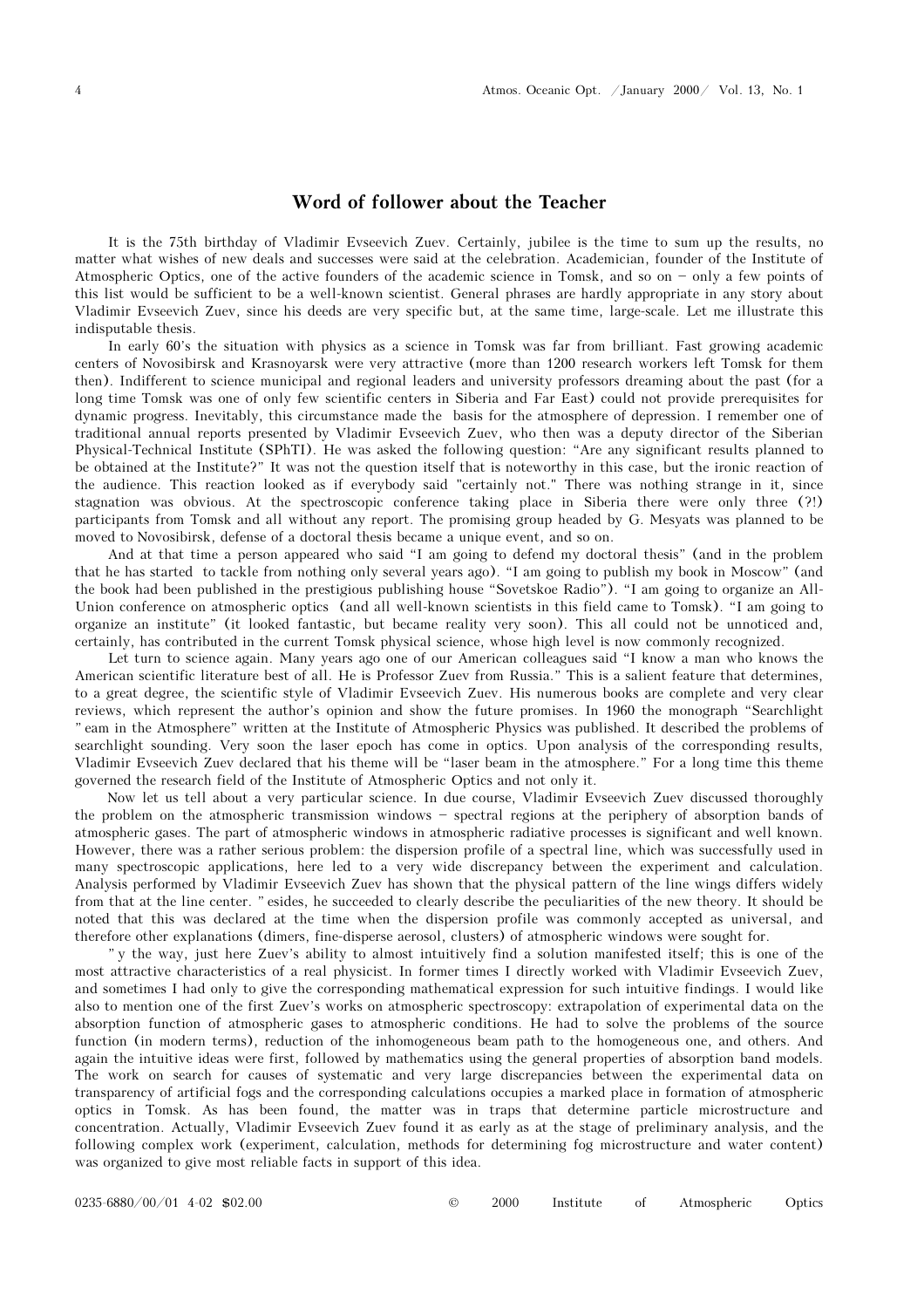# Word of follower about the Teacher

It is the 75th birthday of Vladimir Evseevich Zuev. Certainly, jubilee is the time to sum up the results, no matter what wishes of new deals and successes were said at the celebration. Academician, founder of the Institute of Atmospheric Optics, one of the active founders of the academic science in Tomsk, and so on – only a few points of this list would be sufficient to be a well-known scientist. General phrases are hardly appropriate in any story about Vladimir Evseevich Zuev, since his deeds are very specific but, at the same time, large-scale. Let me illustrate this indisputable thesis.

In early 60's the situation with physics as a science in Tomsk was far from brilliant. Fast growing academic centers of Novosibirsk and Krasnoyarsk were very attractive (more than 1200 research workers left Tomsk for them then). Indifferent to science municipal and regional leaders and university professors dreaming about the past (for a long time Tomsk was one of only few scientific centers in Siberia and Far East) could not provide prerequisites for dynamic progress. Inevitably, this circumstance made the basis for the atmosphere of depression. I remember one of traditional annual reports presented by Vladimir Evseevich Zuev, who then was a deputy director of the Siberian Physical-Technical Institute (SPhTI). He was asked the following question: "Are any significant results planned to be obtained at the Institute?" It was not the question itself that is noteworthy in this case, but the ironic reaction of the audience. This reaction looked as if everybody said "certainly not." There was nothing strange in it, since stagnation was obvious. At the spectroscopic conference taking place in Siberia there were only three (?!) participants from Tomsk and all without any report. The promising group headed by G. Mesyats was planned to be moved to Novosibirsk, defense of a doctoral thesis became a unique event, and so on.

And at that time a person appeared who said "I am going to defend my doctoral thesis" (and in the problem that he has started to tackle from nothing only several years ago). "I am going to publish my book in Moscow" (and the book had been published in the prestigious publishing house "Sovetskoe Radio"). "I am going to organize an All-Union conference on atmospheric optics (and all well-known scientists in this field came to Tomsk). "I am going to organize an institute" (it looked fantastic, but became reality very soon). This all could not be unnoticed and, certainly, has contributed in the current Tomsk physical science, whose high level is now commonly recognized.

Let turn to science again. Many years ago one of our American colleagues said "I know a man who knows the American scientific literature best of all. He is Professor Zuev from Russia." This is a salient feature that determines, to a great degree, the scientific style of Vladimir Evseevich Zuev. His numerous books are complete and very clear reviews, which represent the author's opinion and show the future promises. In 1960 the monograph "Searchlight "eam in the Atmosphere" written at the Institute of Atmospheric Physics was published. It described the problems of searchlight sounding. Very soon the laser epoch has come in optics. Upon analysis of the corresponding results, Vladimir Evseevich Zuev declared that his theme will be "laser beam in the atmosphere." For a long time this theme governed the research field of the Institute of Atmospheric Optics and not only it.

Now let us tell about a very particular science. In due course, Vladimir Evseevich Zuev discussed thoroughly the problem on the atmospheric transmission windows – spectral regions at the periphery of absorption bands of atmospheric gases. The part of atmospheric windows in atmospheric radiative processes is significant and well known. However, there was a rather serious problem: the dispersion profile of a spectral line, which was successfully used in many spectroscopic applications, here led to a very wide discrepancy between the experiment and calculation. Analysis performed by Vladimir Evseevich Zuev has shown that the physical pattern of the line wings differs widely from that at the line center. "esides, he succeeded to clearly describe the peculiarities of the new theory. It should be noted that this was declared at the time when the dispersion profile was commonly accepted as universal, and therefore other explanations (dimers, fine-disperse aerosol, clusters) of atmospheric windows were sought for.

"y the way, just here Zuev's ability to almost intuitively find a solution manifested itself; this is one of the most attractive characteristics of a real physicist. In former times I directly worked with Vladimir Evseevich Zuev, and sometimes I had only to give the corresponding mathematical expression for such intuitive findings. I would like also to mention one of the first Zuev's works on atmospheric spectroscopy: extrapolation of experimental data on the absorption function of atmospheric gases to atmospheric conditions. He had to solve the problems of the source function (in modern terms), reduction of the inhomogeneous beam path to the homogeneous one, and others. And again the intuitive ideas were first, followed by mathematics using the general properties of absorption band models. The work on search for causes of systematic and very large discrepancies between the experimental data on transparency of artificial fogs and the corresponding calculations occupies a marked place in formation of atmospheric optics in Tomsk. As has been found, the matter was in traps that determine particle microstructure and concentration. Actually, Vladimir Evseevich Zuev found it as early as at the stage of preliminary analysis, and the following complex work (experiment, calculation, methods for determining fog microstructure and water content) was organized to give most reliable facts in support of this idea.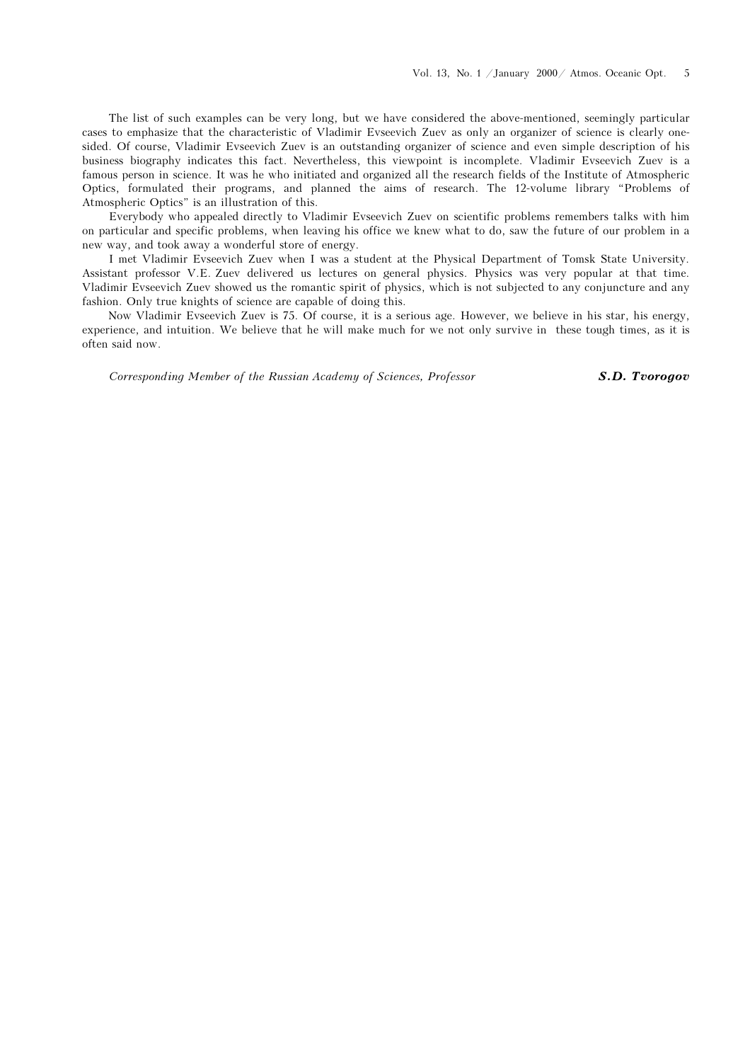The list of such examples can be very long, but we have considered the above-mentioned, seemingly particular cases to emphasize that the characteristic of Vladimir Evseevich Zuev as only an organizer of science is clearly one-sided. Of course, Vladimir Evseevich Zuev is an outstanding organizer of science and even simple description of his business biography indicates this fact. Nevertheless, this viewpoint is incomplete. Vladimir Evseevich Zuev is a famous person in science. It was he who initiated and organized all the research fields of the Institute of Atmospheric Optics, formulated their programs, and planned the aims of research. The 12-volume library "Problems of Atmospheric Optics" is an illustration of this.

Everybody who appealed directly to Vladimir Evseevich Zuev on scientific problems remembers talks with him on particular and specific problems, when leaving his office we knew what to do, saw the future of our problem in a new way, and took away a wonderful store of energy.

I met Vladimir Evseevich Zuev when I was a student at the Physical Department of Tomsk State University. Assistant professor V.E. Zuev delivered us lectures on general physics. Physics was very popular at that time. Vladimir Evseevich Zuev showed us the romantic spirit of physics, which is not subjected to any conjuncture and any fashion. Only true knights of science are capable of doing this.

Now Vladimir Evseevich Zuev is 75. Of course, it is a serious age. However, we believe in his star, his energy, experience, and intuition. We believe that he will make much for we not only survive in these tough times, as it is often said now.

*Corresponding Member of the Russian Academy of Sciences, Professor* ***S.D. Tvorogov***